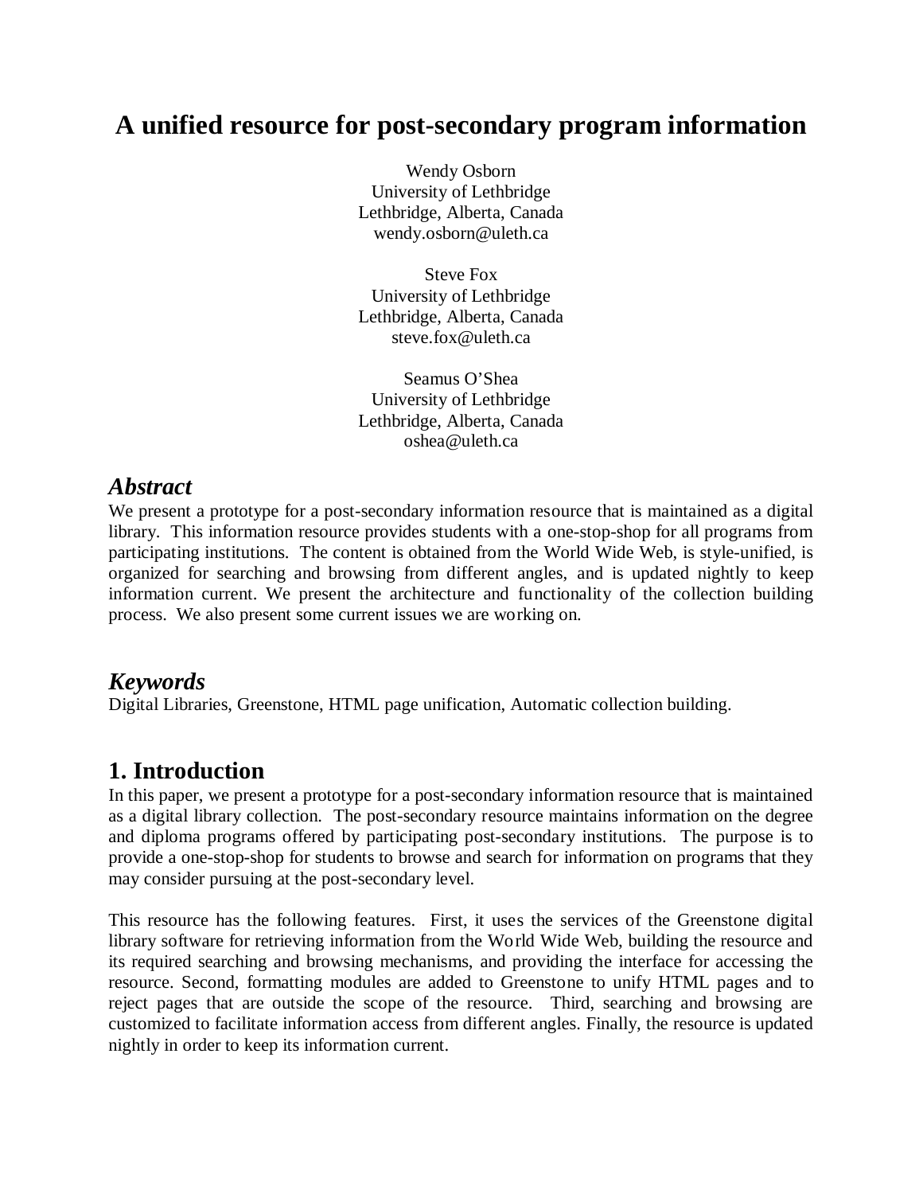# A unified resource for post-secondary program information

Wendy Osborn
University of Lethbridge
Lethbridge, Alberta, Canada
wendy.osborn@uleth.ca

Steve Fox
University of Lethbridge
Lethbridge, Alberta, Canada
steve.fox@uleth.ca

Seamus O'Shea
University of Lethbridge
Lethbridge, Alberta, Canada
oshea@uleth.ca

## *Abstract*

We present a prototype for a post-secondary information resource that is maintained as a digital library. This information resource provides students with a one-stop-shop for all programs from participating institutions. The content is obtained from the World Wide Web, is style-unified, is organized for searching and browsing from different angles, and is updated nightly to keep information current. We present the architecture and functionality of the collection building process. We also present some current issues we are working on.

## *Keywords*

Digital Libraries, Greenstone, HTML page unification, Automatic collection building.

## 1. Introduction

In this paper, we present a prototype for a post-secondary information resource that is maintained as a digital library collection. The post-secondary resource maintains information on the degree and diploma programs offered by participating post-secondary institutions. The purpose is to provide a one-stop-shop for students to browse and search for information on programs that they may consider pursuing at the post-secondary level.

This resource has the following features. First, it uses the services of the Greenstone digital library software for retrieving information from the World Wide Web, building the resource and its required searching and browsing mechanisms, and providing the interface for accessing the resource. Second, formatting modules are added to Greenstone to unify HTML pages and to reject pages that are outside the scope of the resource. Third, searching and browsing are customized to facilitate information access from different angles. Finally, the resource is updated nightly in order to keep its information current.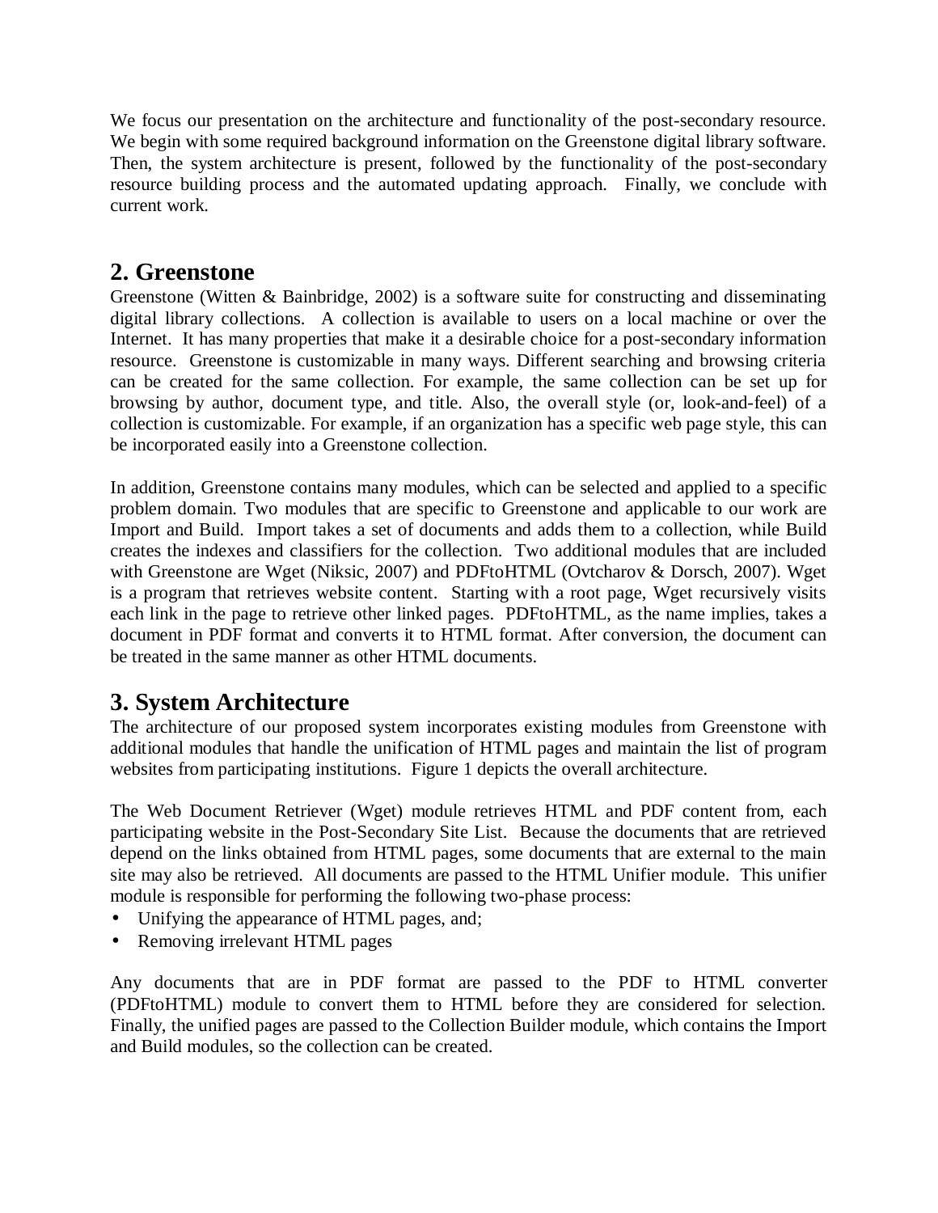We focus our presentation on the architecture and functionality of the post-secondary resource. We begin with some required background information on the Greenstone digital library software. Then, the system architecture is present, followed by the functionality of the post-secondary resource building process and the automated updating approach. Finally, we conclude with current work.

## 2. Greenstone

Greenstone (Witten & Bainbridge, 2002) is a software suite for constructing and disseminating digital library collections. A collection is available to users on a local machine or over the Internet. It has many properties that make it a desirable choice for a post-secondary information resource. Greenstone is customizable in many ways. Different searching and browsing criteria can be created for the same collection. For example, the same collection can be set up for browsing by author, document type, and title. Also, the overall style (or, look-and-feel) of a collection is customizable. For example, if an organization has a specific web page style, this can be incorporated easily into a Greenstone collection.

In addition, Greenstone contains many modules, which can be selected and applied to a specific problem domain. Two modules that are specific to Greenstone and applicable to our work are Import and Build. Import takes a set of documents and adds them to a collection, while Build creates the indexes and classifiers for the collection. Two additional modules that are included with Greenstone are Wget (Niksic, 2007) and PDFtoHTML (Ovtcharov & Dorsch, 2007). Wget is a program that retrieves website content. Starting with a root page, Wget recursively visits each link in the page to retrieve other linked pages. PDFtoHTML, as the name implies, takes a document in PDF format and converts it to HTML format. After conversion, the document can be treated in the same manner as other HTML documents.

## 3. System Architecture

The architecture of our proposed system incorporates existing modules from Greenstone with additional modules that handle the unification of HTML pages and maintain the list of program websites from participating institutions. Figure 1 depicts the overall architecture.

The Web Document Retriever (Wget) module retrieves HTML and PDF content from, each participating website in the Post-Secondary Site List. Because the documents that are retrieved depend on the links obtained from HTML pages, some documents that are external to the main site may also be retrieved. All documents are passed to the HTML Unifier module. This unifier module is responsible for performing the following two-phase process:

- Unifying the appearance of HTML pages, and;
- Removing irrelevant HTML pages

Any documents that are in PDF format are passed to the PDF to HTML converter (PDFtoHTML) module to convert them to HTML before they are considered for selection. Finally, the unified pages are passed to the Collection Builder module, which contains the Import and Build modules, so the collection can be created.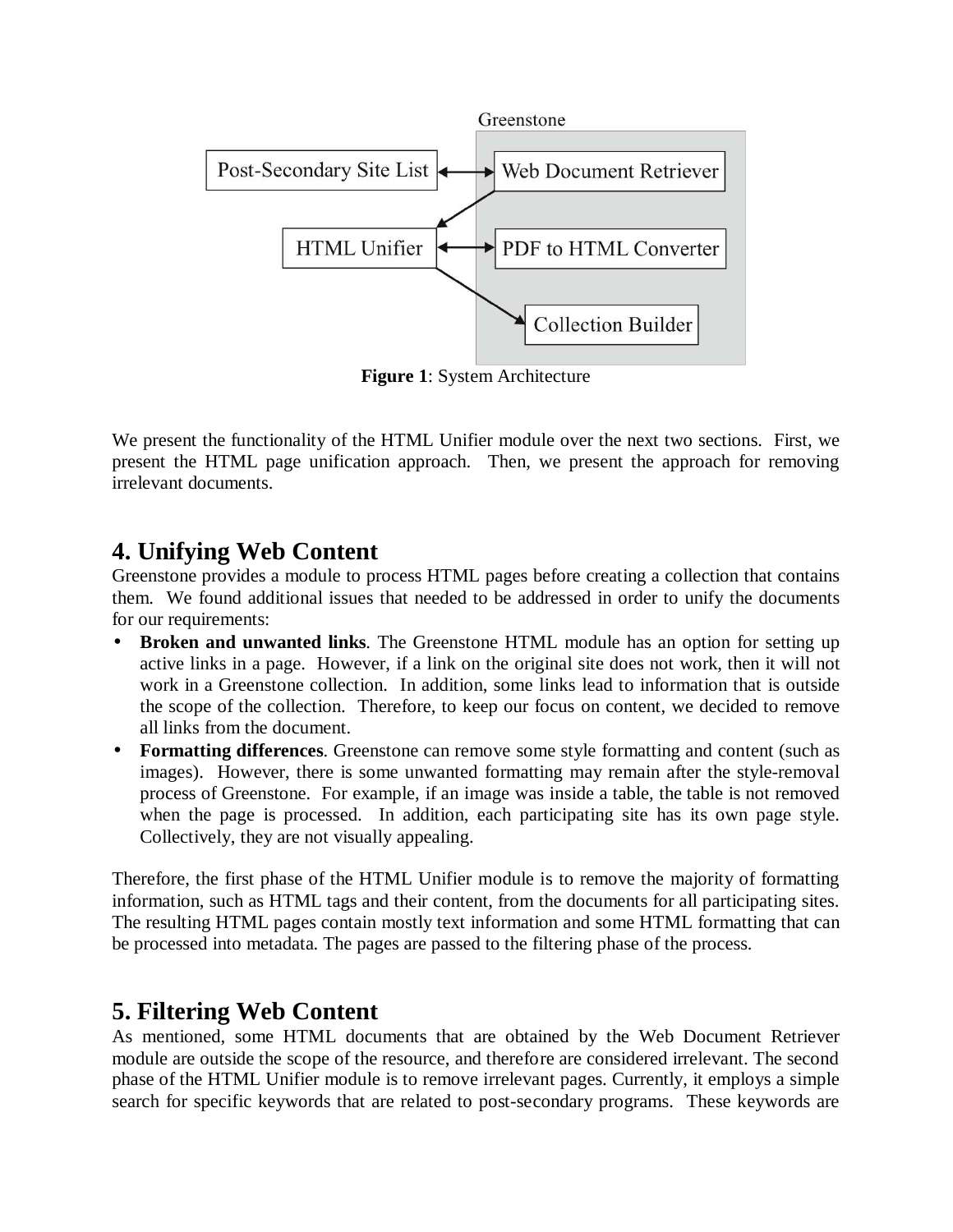Figure 1: System Architecture

We present the functionality of the HTML Unifier module over the next two sections. First, we present the HTML page unification approach. Then, we present the approach for removing irrelevant documents.

## 4. Unifying Web Content

Greenstone provides a module to process HTML pages before creating a collection that contains them. We found additional issues that needed to be addressed in order to unify the documents for our requirements:

- **Broken and unwanted links**. The Greenstone HTML module has an option for setting up active links in a page. However, if a link on the original site does not work, then it will not work in a Greenstone collection. In addition, some links lead to information that is outside the scope of the collection. Therefore, to keep our focus on content, we decided to remove all links from the document.
- **Formatting differences**. Greenstone can remove some style formatting and content (such as images). However, there is some unwanted formatting may remain after the style-removal process of Greenstone. For example, if an image was inside a table, the table is not removed when the page is processed. In addition, each participating site has its own page style. Collectively, they are not visually appealing.

Therefore, the first phase of the HTML Unifier module is to remove the majority of formatting information, such as HTML tags and their content, from the documents for all participating sites. The resulting HTML pages contain mostly text information and some HTML formatting that can be processed into metadata. The pages are passed to the filtering phase of the process.

## 5. Filtering Web Content

As mentioned, some HTML documents that are obtained by the Web Document Retriever module are outside the scope of the resource, and therefore are considered irrelevant. The second phase of the HTML Unifier module is to remove irrelevant pages. Currently, it employs a simple search for specific keywords that are related to post-secondary programs. These keywords are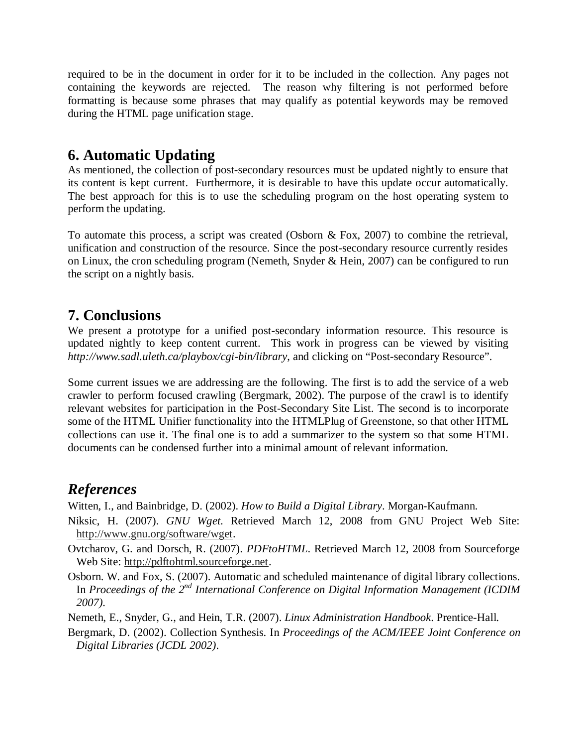required to be in the document in order for it to be included in the collection. Any pages not containing the keywords are rejected. The reason why filtering is not performed before formatting is because some phrases that may qualify as potential keywords may be removed during the HTML page unification stage.

## 6. Automatic Updating

As mentioned, the collection of post-secondary resources must be updated nightly to ensure that its content is kept current. Furthermore, it is desirable to have this update occur automatically. The best approach for this is to use the scheduling program on the host operating system to perform the updating.

To automate this process, a script was created (Osborn & Fox, 2007) to combine the retrieval, unification and construction of the resource. Since the post-secondary resource currently resides on Linux, the cron scheduling program (Nemeth, Snyder & Hein, 2007) can be configured to run the script on a nightly basis.

## 7. Conclusions

We present a prototype for a unified post-secondary information resource. This resource is updated nightly to keep content current. This work in progress can be viewed by visiting *http://www.sadl.uleth.ca/playbox/cgi-bin/library*, and clicking on "Post-secondary Resource".

Some current issues we are addressing are the following. The first is to add the service of a web crawler to perform focused crawling (Bergmark, 2002). The purpose of the crawl is to identify relevant websites for participation in the Post-Secondary Site List. The second is to incorporate some of the HTML Unifier functionality into the HTMLPlug of Greenstone, so that other HTML collections can use it. The final one is to add a summarizer to the system so that some HTML documents can be condensed further into a minimal amount of relevant information.

## *References*

Witten, I., and Bainbridge, D. (2002). *How to Build a Digital Library*. Morgan-Kaufmann.

Niksic, H. (2007). *GNU Wget*. Retrieved March 12, 2008 from GNU Project Web Site: http://www.gnu.org/software/wget.

Ovtcharov, G. and Dorsch, R. (2007). *PDFtoHTML*. Retrieved March 12, 2008 from Sourceforge Web Site: http://pdftohtml.sourceforge.net.

Osborn. W. and Fox, S. (2007). Automatic and scheduled maintenance of digital library collections. In *Proceedings of the 2nd International Conference on Digital Information Management (ICDIM 2007)*.

Nemeth, E., Snyder, G., and Hein, T.R. (2007). *Linux Administration Handbook*. Prentice-Hall.

Bergmark, D. (2002). Collection Synthesis. In *Proceedings of the ACM/IEEE Joint Conference on Digital Libraries (JCDL 2002)*.